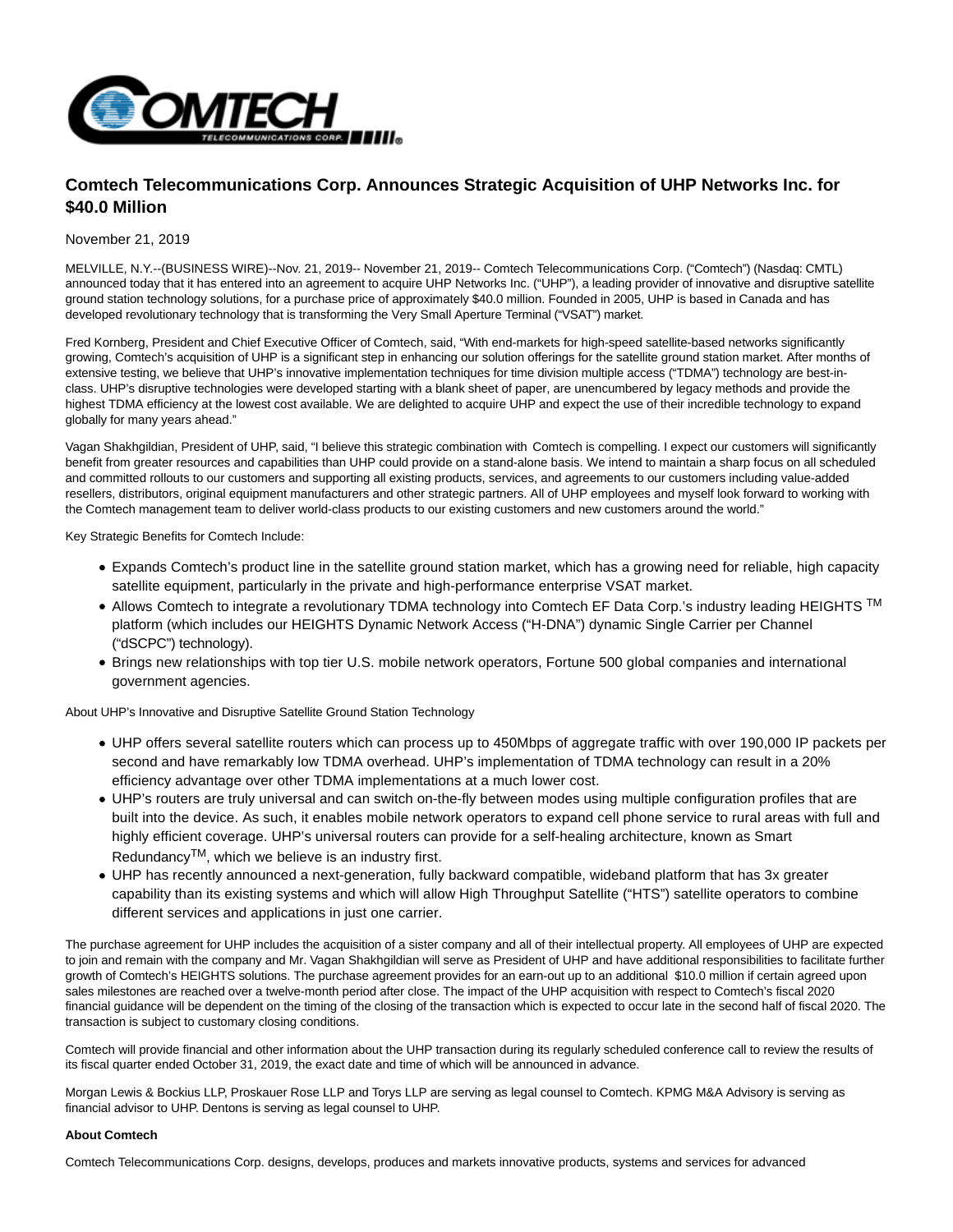# Comtech Telecommunications Corp. Announces Strategic Acquisition of UHP Networks Inc. for $40.0 Million

November 21, 2019

MELVILLE, N.Y.--(BUSINESS WIRE)--Nov. 21, 2019-- November 21, 2019-- Comtech Telecommunications Corp. ("Comtech") (Nasdaq: CMTL) announced today that it has entered into an agreement to acquire UHP Networks Inc. ("UHP"), a leading provider of innovative and disruptive satellite ground station technology solutions, for a purchase price of approximately $40.0 million. Founded in 2005, UHP is based in Canada and has developed revolutionary technology that is transforming the Very Small Aperture Terminal ("VSAT") market.

Fred Kornberg, President and Chief Executive Officer of Comtech, said, "With end-markets for high-speed satellite-based networks significantly growing, Comtech's acquisition of UHP is a significant step in enhancing our solution offerings for the satellite ground station market. After months of extensive testing, we believe that UHP's innovative implementation techniques for time division multiple access ("TDMA") technology are best-in-class. UHP's disruptive technologies were developed starting with a blank sheet of paper, are unencumbered by legacy methods and provide the highest TDMA efficiency at the lowest cost available. We are delighted to acquire UHP and expect the use of their incredible technology to expand globally for many years ahead."

Vagan Shakhgildian, President of UHP, said, "I believe this strategic combination with Comtech is compelling. I expect our customers will significantly benefit from greater resources and capabilities than UHP could provide on a stand-alone basis. We intend to maintain a sharp focus on all scheduled and committed rollouts to our customers and supporting all existing products, services, and agreements to our customers including value-added resellers, distributors, original equipment manufacturers and other strategic partners. All of UHP employees and myself look forward to working with the Comtech management team to deliver world-class products to our existing customers and new customers around the world."

Key Strategic Benefits for Comtech Include:

- Expands Comtech's product line in the satellite ground station market, which has a growing need for reliable, high capacity satellite equipment, particularly in the private and high-performance enterprise VSAT market.
- Allows Comtech to integrate a revolutionary TDMA technology into Comtech EF Data Corp.'s industry leading HEIGHTS ™ platform (which includes our HEIGHTS Dynamic Network Access ("H-DNA") dynamic Single Carrier per Channel ("dSCPC") technology).
- Brings new relationships with top tier U.S. mobile network operators, Fortune 500 global companies and international government agencies.

About UHP's Innovative and Disruptive Satellite Ground Station Technology

- UHP offers several satellite routers which can process up to 450Mbps of aggregate traffic with over 190,000 IP packets per second and have remarkably low TDMA overhead. UHP's implementation of TDMA technology can result in a 20% efficiency advantage over other TDMA implementations at a much lower cost.
- UHP's routers are truly universal and can switch on-the-fly between modes using multiple configuration profiles that are built into the device. As such, it enables mobile network operators to expand cell phone service to rural areas with full and highly efficient coverage. UHP's universal routers can provide for a self-healing architecture, known as Smart Redundancy™, which we believe is an industry first.
- UHP has recently announced a next-generation, fully backward compatible, wideband platform that has 3x greater capability than its existing systems and which will allow High Throughput Satellite ("HTS") satellite operators to combine different services and applications in just one carrier.

The purchase agreement for UHP includes the acquisition of a sister company and all of their intellectual property. All employees of UHP are expected to join and remain with the company and Mr. Vagan Shakhgildian will serve as President of UHP and have additional responsibilities to facilitate further growth of Comtech's HEIGHTS solutions. The purchase agreement provides for an earn-out up to an additional $10.0 million if certain agreed upon sales milestones are reached over a twelve-month period after close. The impact of the UHP acquisition with respect to Comtech's fiscal 2020 financial guidance will be dependent on the timing of the closing of the transaction which is expected to occur late in the second half of fiscal 2020. The transaction is subject to customary closing conditions.

Comtech will provide financial and other information about the UHP transaction during its regularly scheduled conference call to review the results of its fiscal quarter ended October 31, 2019, the exact date and time of which will be announced in advance.

Morgan Lewis & Bockius LLP, Proskauer Rose LLP and Torys LLP are serving as legal counsel to Comtech. KPMG M&A Advisory is serving as financial advisor to UHP. Dentons is serving as legal counsel to UHP.

**About Comtech**

Comtech Telecommunications Corp. designs, develops, produces and markets innovative products, systems and services for advanced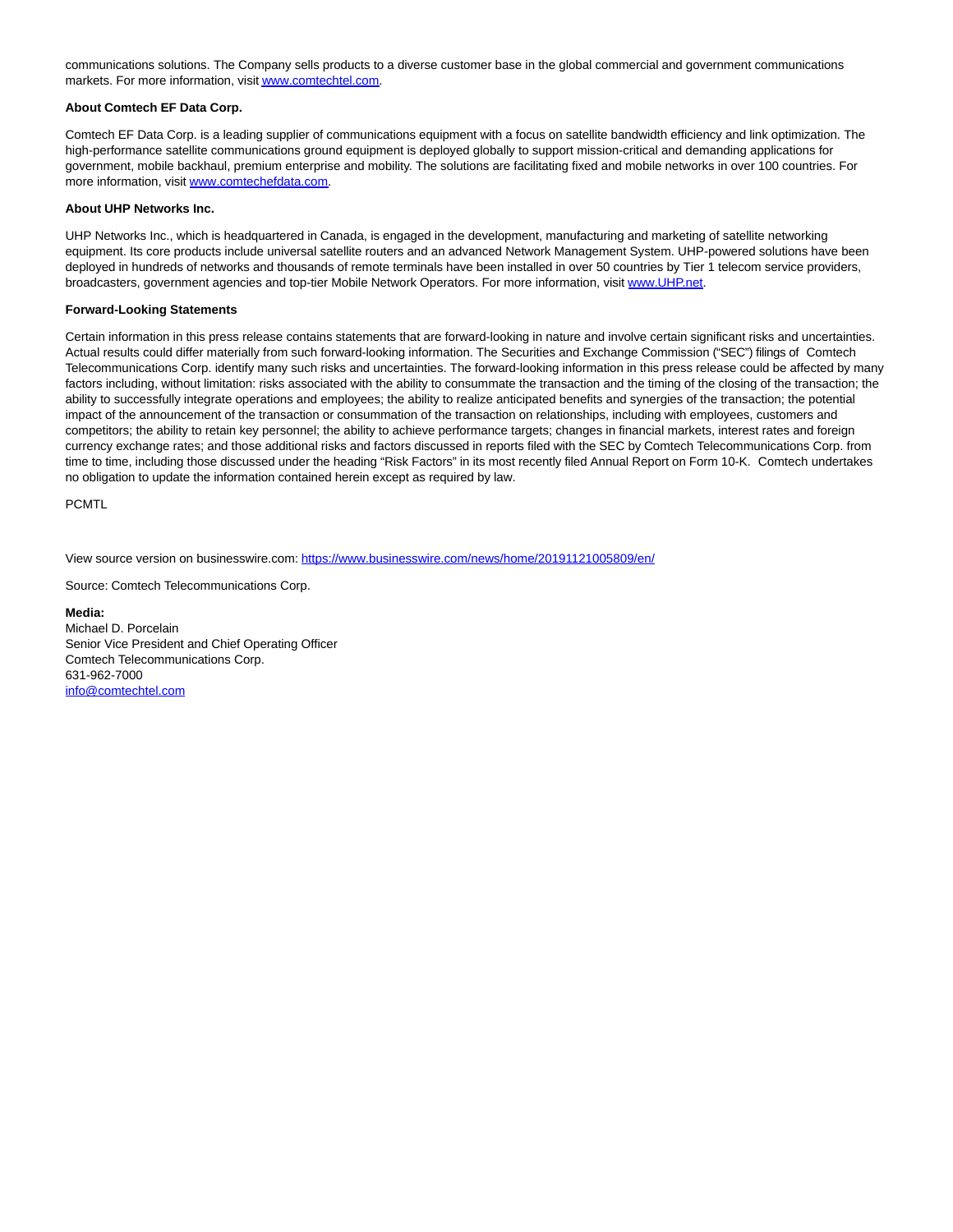communications solutions. The Company sells products to a diverse customer base in the global commercial and government communications markets. For more information, visit www.comtechtel.com.

**About Comtech EF Data Corp.**

Comtech EF Data Corp. is a leading supplier of communications equipment with a focus on satellite bandwidth efficiency and link optimization. The high-performance satellite communications ground equipment is deployed globally to support mission-critical and demanding applications for government, mobile backhaul, premium enterprise and mobility. The solutions are facilitating fixed and mobile networks in over 100 countries. For more information, visit www.comtechefdata.com.

**About UHP Networks Inc.**

UHP Networks Inc., which is headquartered in Canada, is engaged in the development, manufacturing and marketing of satellite networking equipment. Its core products include universal satellite routers and an advanced Network Management System. UHP-powered solutions have been deployed in hundreds of networks and thousands of remote terminals have been installed in over 50 countries by Tier 1 telecom service providers, broadcasters, government agencies and top-tier Mobile Network Operators. For more information, visit www.UHP.net.

**Forward-Looking Statements**

Certain information in this press release contains statements that are forward-looking in nature and involve certain significant risks and uncertainties. Actual results could differ materially from such forward-looking information. The Securities and Exchange Commission ("SEC") filings of Comtech Telecommunications Corp. identify many such risks and uncertainties. The forward-looking information in this press release could be affected by many factors including, without limitation: risks associated with the ability to consummate the transaction and the timing of the closing of the transaction; the ability to successfully integrate operations and employees; the ability to realize anticipated benefits and synergies of the transaction; the potential impact of the announcement of the transaction or consummation of the transaction on relationships, including with employees, customers and competitors; the ability to retain key personnel; the ability to achieve performance targets; changes in financial markets, interest rates and foreign currency exchange rates; and those additional risks and factors discussed in reports filed with the SEC by Comtech Telecommunications Corp. from time to time, including those discussed under the heading "Risk Factors" in its most recently filed Annual Report on Form 10-K. Comtech undertakes no obligation to update the information contained herein except as required by law.

PCMTL

View source version on businesswire.com: https://www.businesswire.com/news/home/20191121005809/en/

Source: Comtech Telecommunications Corp.

**Media:**
Michael D. Porcelain
Senior Vice President and Chief Operating Officer
Comtech Telecommunications Corp.
631-962-7000
info@comtechtel.com